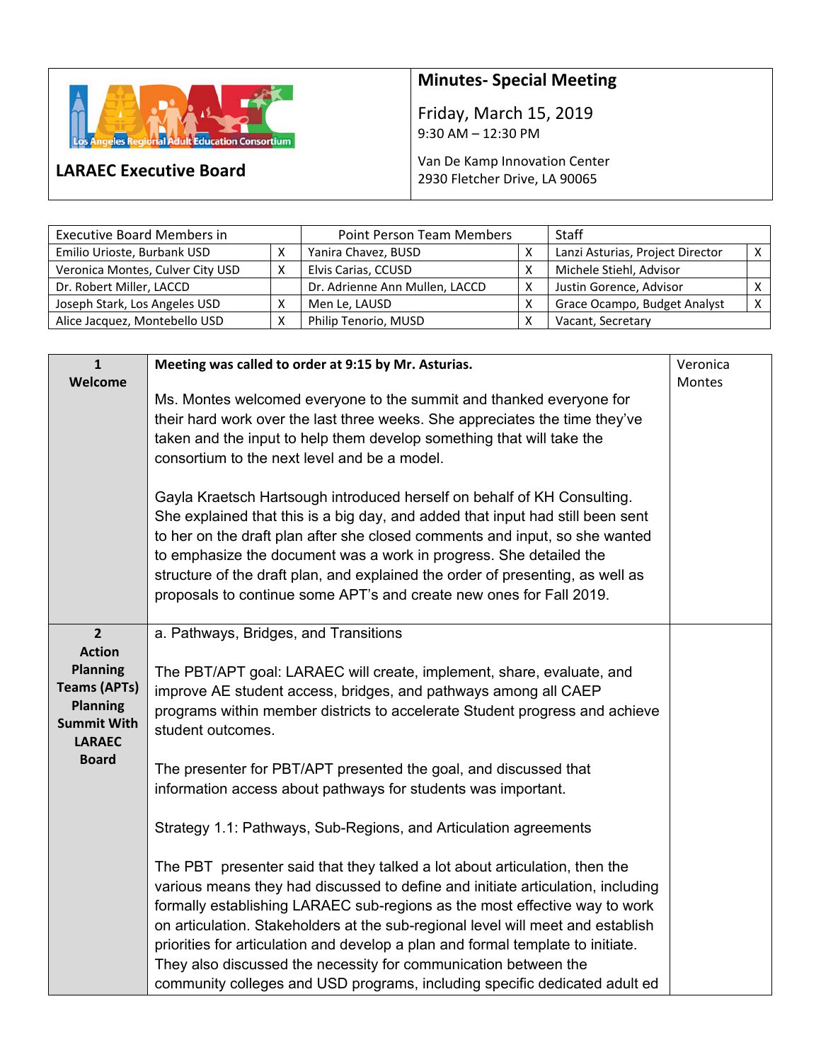**LARAEC Executive Board**

Los Angeles Regional Adult Education Consortium

## Minutes- Special Meeting

Friday, March 15, 2019
9:30 AM – 12:30 PM

Van De Kamp Innovation Center
2930 Fletcher Drive, LA 90065

| Executive Board Members in | | Point Person Team Members | | Staff | |
|---|---|---|---|---|---|
| Emilio Urioste, Burbank USD | X | Yanira Chavez, BUSD | X | Lanzi Asturias, Project Director | X |
| Veronica Montes, Culver City USD | X | Elvis Carias, CCUSD | X | Michele Stiehl, Advisor | |
| Dr. Robert Miller, LACCD | | Dr. Adrienne Ann Mullen, LACCD | X | Justin Gorence, Advisor | X |
| Joseph Stark, Los Angeles USD | X | Men Le, LAUSD | X | Grace Ocampo, Budget Analyst | X |
| Alice Jacquez, Montebello USD | X | Philip Tenorio, MUSD | X | Vacant, Secretary | |

| Item | Discussion | Presenter |
|---|---|---|
| **1 Welcome** | **Meeting was called to order at 9:15 by Mr. Asturias.**<br><br>Ms. Montes welcomed everyone to the summit and thanked everyone for their hard work over the last three weeks. She appreciates the time they've taken and the input to help them develop something that will take the consortium to the next level and be a model.<br><br>Gayla Kraetsch Hartsough introduced herself on behalf of KH Consulting. She explained that this is a big day, and added that input had still been sent to her on the draft plan after she closed comments and input, so she wanted to emphasize the document was a work in progress. She detailed the structure of the draft plan, and explained the order of presenting, as well as proposals to continue some APT's and create new ones for Fall 2019. | Veronica Montes |
| **2 Action Planning Teams (APTs) Planning Summit With LARAEC Board** | a. Pathways, Bridges, and Transitions<br><br>The PBT/APT goal: LARAEC will create, implement, share, evaluate, and improve AE student access, bridges, and pathways among all CAEP programs within member districts to accelerate Student progress and achieve student outcomes.<br><br>The presenter for PBT/APT presented the goal, and discussed that information access about pathways for students was important.<br><br>Strategy 1.1: Pathways, Sub-Regions, and Articulation agreements<br><br>The PBT presenter said that they talked a lot about articulation, then the various means they had discussed to define and initiate articulation, including formally establishing LARAEC sub-regions as the most effective way to work on articulation. Stakeholders at the sub-regional level will meet and establish priorities for articulation and develop a plan and formal template to initiate. They also discussed the necessity for communication between the community colleges and USD programs, including specific dedicated adult ed | |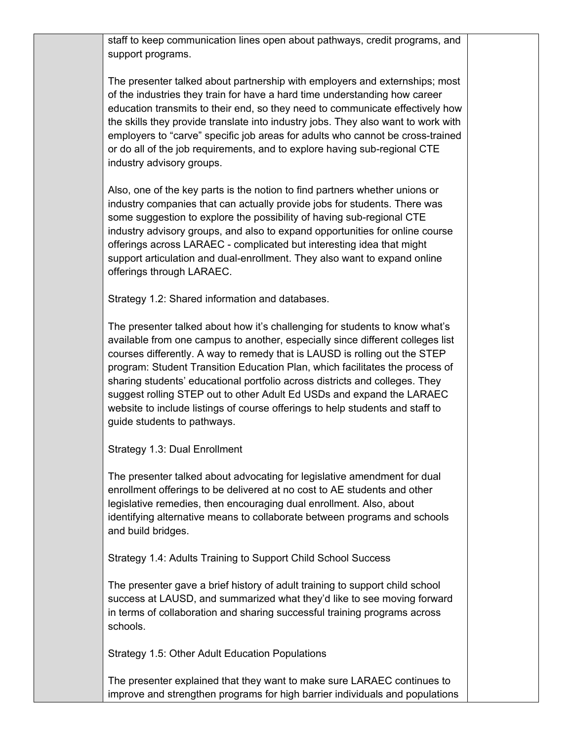| | | |
|---|---|---|
| | staff to keep communication lines open about pathways, credit programs, and support programs.<br><br>The presenter talked about partnership with employers and externships; most of the industries they train for have a hard time understanding how career education transmits to their end, so they need to communicate effectively how the skills they provide translate into industry jobs. They also want to work with employers to "carve" specific job areas for adults who cannot be cross-trained or do all of the job requirements, and to explore having sub-regional CTE industry advisory groups.<br><br>Also, one of the key parts is the notion to find partners whether unions or industry companies that can actually provide jobs for students. There was some suggestion to explore the possibility of having sub-regional CTE industry advisory groups, and also to expand opportunities for online course offerings across LARAEC - complicated but interesting idea that might support articulation and dual-enrollment. They also want to expand online offerings through LARAEC.<br><br>Strategy 1.2: Shared information and databases.<br><br>The presenter talked about how it's challenging for students to know what's available from one campus to another, especially since different colleges list courses differently. A way to remedy that is LAUSD is rolling out the STEP program: Student Transition Education Plan, which facilitates the process of sharing students' educational portfolio across districts and colleges. They suggest rolling STEP out to other Adult Ed USDs and expand the LARAEC website to include listings of course offerings to help students and staff to guide students to pathways.<br><br>Strategy 1.3: Dual Enrollment<br><br>The presenter talked about advocating for legislative amendment for dual enrollment offerings to be delivered at no cost to AE students and other legislative remedies, then encouraging dual enrollment. Also, about identifying alternative means to collaborate between programs and schools and build bridges.<br><br>Strategy 1.4: Adults Training to Support Child School Success<br><br>The presenter gave a brief history of adult training to support child school success at LAUSD, and summarized what they'd like to see moving forward in terms of collaboration and sharing successful training programs across schools.<br><br>Strategy 1.5: Other Adult Education Populations<br><br>The presenter explained that they want to make sure LARAEC continues to improve and strengthen programs for high barrier individuals and populations | |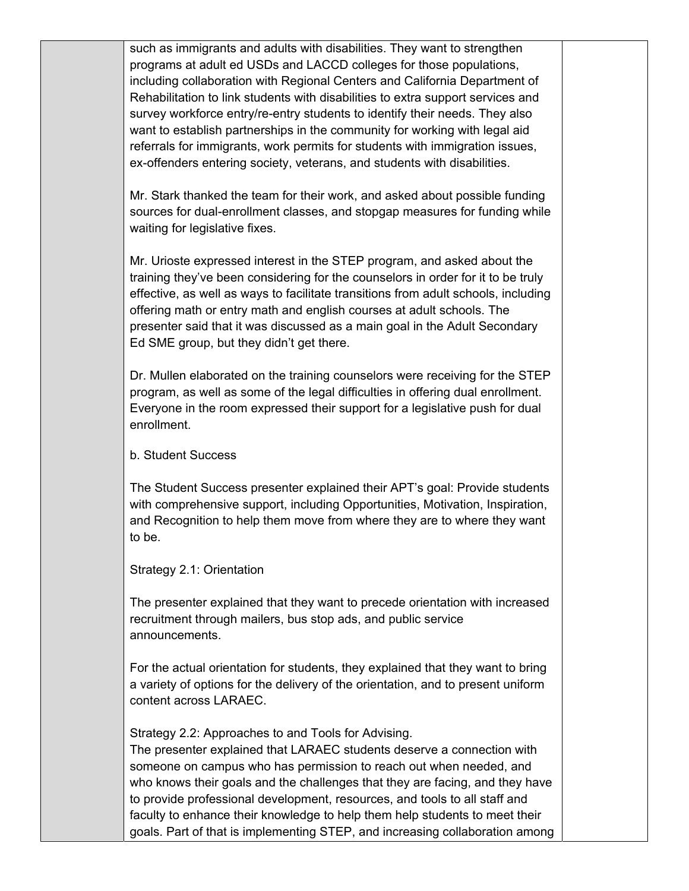such as immigrants and adults with disabilities. They want to strengthen programs at adult ed USDs and LACCD colleges for those populations, including collaboration with Regional Centers and California Department of Rehabilitation to link students with disabilities to extra support services and survey workforce entry/re-entry students to identify their needs. They also want to establish partnerships in the community for working with legal aid referrals for immigrants, work permits for students with immigration issues, ex-offenders entering society, veterans, and students with disabilities.

Mr. Stark thanked the team for their work, and asked about possible funding sources for dual-enrollment classes, and stopgap measures for funding while waiting for legislative fixes.

Mr. Urioste expressed interest in the STEP program, and asked about the training they've been considering for the counselors in order for it to be truly effective, as well as ways to facilitate transitions from adult schools, including offering math or entry math and english courses at adult schools. The presenter said that it was discussed as a main goal in the Adult Secondary Ed SME group, but they didn't get there.

Dr. Mullen elaborated on the training counselors were receiving for the STEP program, as well as some of the legal difficulties in offering dual enrollment. Everyone in the room expressed their support for a legislative push for dual enrollment.

b. Student Success

The Student Success presenter explained their APT's goal: Provide students with comprehensive support, including Opportunities, Motivation, Inspiration, and Recognition to help them move from where they are to where they want to be.

Strategy 2.1: Orientation

The presenter explained that they want to precede orientation with increased recruitment through mailers, bus stop ads, and public service announcements.

For the actual orientation for students, they explained that they want to bring a variety of options for the delivery of the orientation, and to present uniform content across LARAEC.

Strategy 2.2: Approaches to and Tools for Advising.
The presenter explained that LARAEC students deserve a connection with someone on campus who has permission to reach out when needed, and who knows their goals and the challenges that they are facing, and they have to provide professional development, resources, and tools to all staff and faculty to enhance their knowledge to help them help students to meet their goals. Part of that is implementing STEP, and increasing collaboration among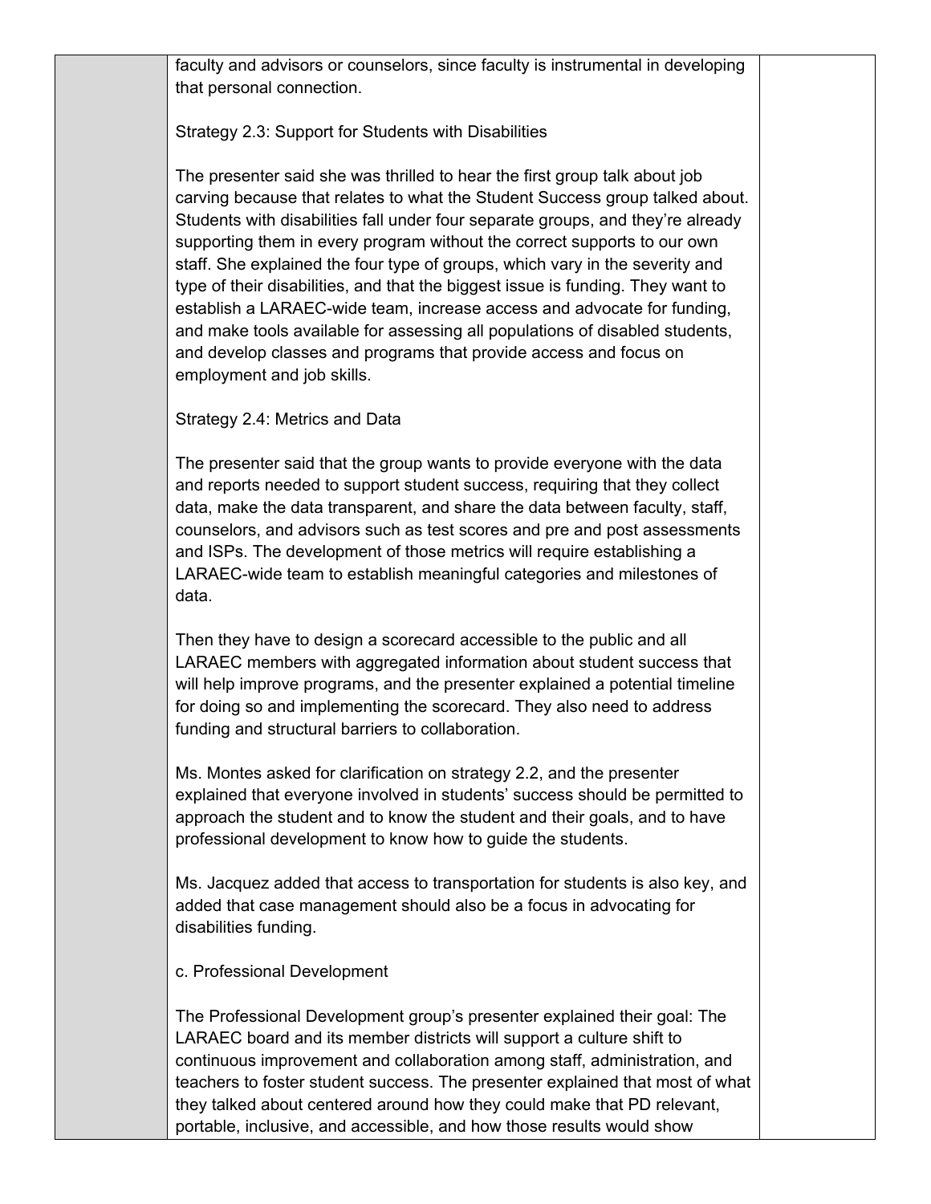faculty and advisors or counselors, since faculty is instrumental in developing that personal connection.

Strategy 2.3: Support for Students with Disabilities

The presenter said she was thrilled to hear the first group talk about job carving because that relates to what the Student Success group talked about. Students with disabilities fall under four separate groups, and they're already supporting them in every program without the correct supports to our own staff. She explained the four type of groups, which vary in the severity and type of their disabilities, and that the biggest issue is funding. They want to establish a LARAEC-wide team, increase access and advocate for funding, and make tools available for assessing all populations of disabled students, and develop classes and programs that provide access and focus on employment and job skills.

Strategy 2.4: Metrics and Data

The presenter said that the group wants to provide everyone with the data and reports needed to support student success, requiring that they collect data, make the data transparent, and share the data between faculty, staff, counselors, and advisors such as test scores and pre and post assessments and ISPs. The development of those metrics will require establishing a LARAEC-wide team to establish meaningful categories and milestones of data.

Then they have to design a scorecard accessible to the public and all LARAEC members with aggregated information about student success that will help improve programs, and the presenter explained a potential timeline for doing so and implementing the scorecard. They also need to address funding and structural barriers to collaboration.

Ms. Montes asked for clarification on strategy 2.2, and the presenter explained that everyone involved in students' success should be permitted to approach the student and to know the student and their goals, and to have professional development to know how to guide the students.

Ms. Jacquez added that access to transportation for students is also key, and added that case management should also be a focus in advocating for disabilities funding.

c. Professional Development

The Professional Development group's presenter explained their goal: The LARAEC board and its member districts will support a culture shift to continuous improvement and collaboration among staff, administration, and teachers to foster student success. The presenter explained that most of what they talked about centered around how they could make that PD relevant, portable, inclusive, and accessible, and how those results would show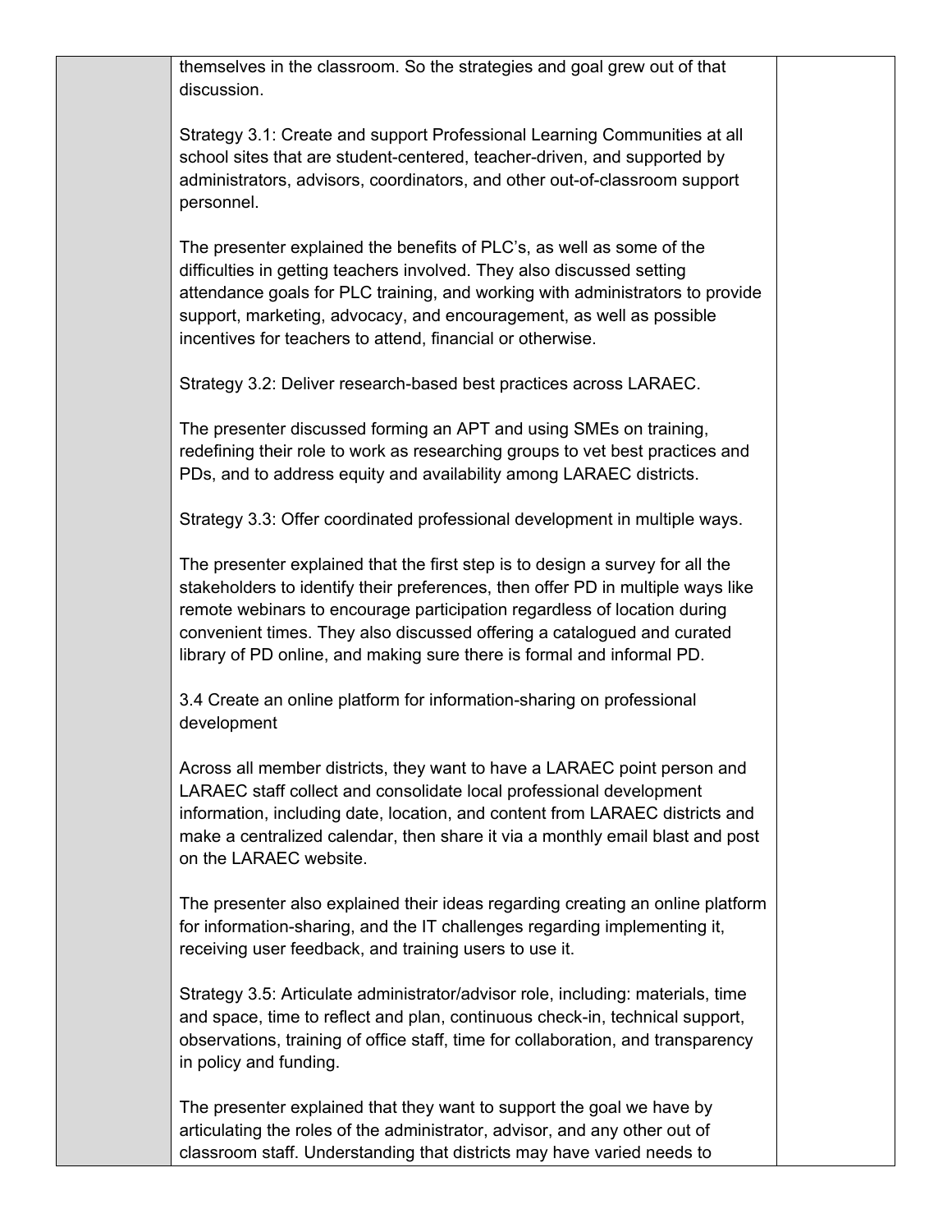| | | |
|---|---|---|
| | themselves in the classroom. So the strategies and goal grew out of that discussion.<br><br>Strategy 3.1: Create and support Professional Learning Communities at all school sites that are student-centered, teacher-driven, and supported by administrators, advisors, coordinators, and other out-of-classroom support personnel.<br><br>The presenter explained the benefits of PLC's, as well as some of the difficulties in getting teachers involved. They also discussed setting attendance goals for PLC training, and working with administrators to provide support, marketing, advocacy, and encouragement, as well as possible incentives for teachers to attend, financial or otherwise.<br><br>Strategy 3.2: Deliver research-based best practices across LARAEC.<br><br>The presenter discussed forming an APT and using SMEs on training, redefining their role to work as researching groups to vet best practices and PDs, and to address equity and availability among LARAEC districts.<br><br>Strategy 3.3: Offer coordinated professional development in multiple ways.<br><br>The presenter explained that the first step is to design a survey for all the stakeholders to identify their preferences, then offer PD in multiple ways like remote webinars to encourage participation regardless of location during convenient times. They also discussed offering a catalogued and curated library of PD online, and making sure there is formal and informal PD.<br><br>3.4 Create an online platform for information-sharing on professional development<br><br>Across all member districts, they want to have a LARAEC point person and LARAEC staff collect and consolidate local professional development information, including date, location, and content from LARAEC districts and make a centralized calendar, then share it via a monthly email blast and post on the LARAEC website.<br><br>The presenter also explained their ideas regarding creating an online platform for information-sharing, and the IT challenges regarding implementing it, receiving user feedback, and training users to use it.<br><br>Strategy 3.5: Articulate administrator/advisor role, including: materials, time and space, time to reflect and plan, continuous check-in, technical support, observations, training of office staff, time for collaboration, and transparency in policy and funding.<br><br>The presenter explained that they want to support the goal we have by articulating the roles of the administrator, advisor, and any other out of classroom staff. Understanding that districts may have varied needs to | |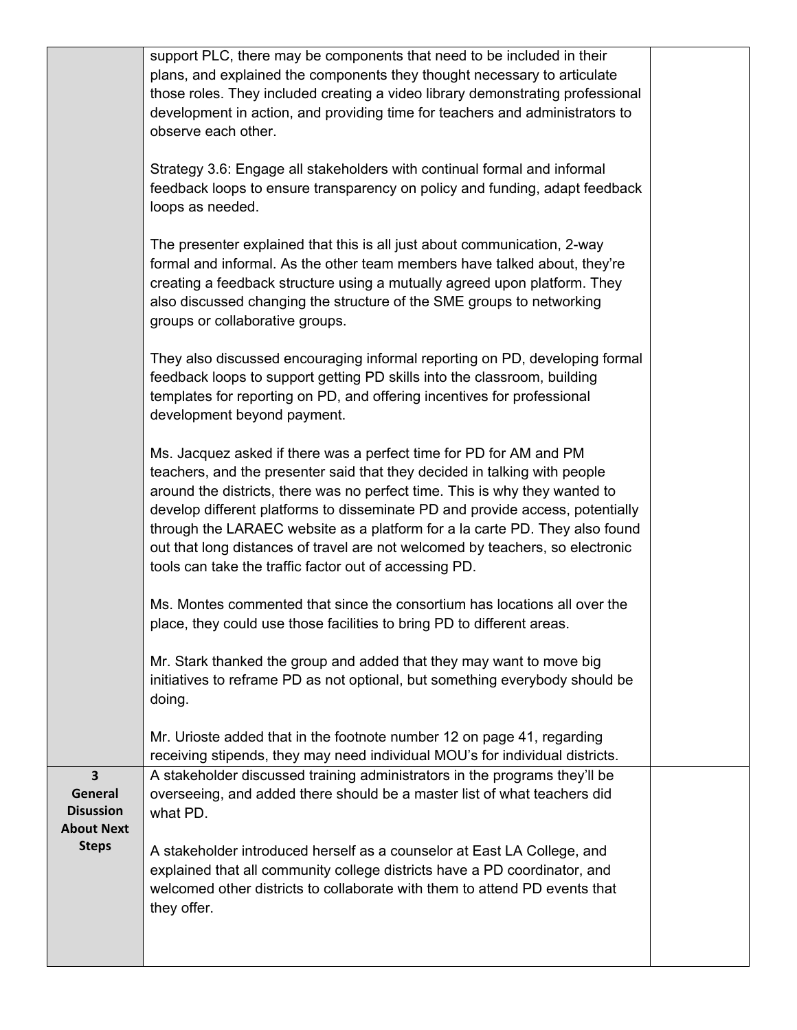| | | |
|---|---|---|
| | support PLC, there may be components that need to be included in their plans, and explained the components they thought necessary to articulate those roles. They included creating a video library demonstrating professional development in action, and providing time for teachers and administrators to observe each other.<br><br>Strategy 3.6: Engage all stakeholders with continual formal and informal feedback loops to ensure transparency on policy and funding, adapt feedback loops as needed.<br><br>The presenter explained that this is all just about communication, 2-way formal and informal. As the other team members have talked about, they're creating a feedback structure using a mutually agreed upon platform. They also discussed changing the structure of the SME groups to networking groups or collaborative groups.<br><br>They also discussed encouraging informal reporting on PD, developing formal feedback loops to support getting PD skills into the classroom, building templates for reporting on PD, and offering incentives for professional development beyond payment.<br><br>Ms. Jacquez asked if there was a perfect time for PD for AM and PM teachers, and the presenter said that they decided in talking with people around the districts, there was no perfect time. This is why they wanted to develop different platforms to disseminate PD and provide access, potentially through the LARAEC website as a platform for a la carte PD. They also found out that long distances of travel are not welcomed by teachers, so electronic tools can take the traffic factor out of accessing PD.<br><br>Ms. Montes commented that since the consortium has locations all over the place, they could use those facilities to bring PD to different areas.<br><br>Mr. Stark thanked the group and added that they may want to move big initiatives to reframe PD as not optional, but something everybody should be doing.<br><br>Mr. Urioste added that in the footnote number 12 on page 41, regarding receiving stipends, they may need individual MOU's for individual districts. | |
| **3 General Disusion About Next Steps** | A stakeholder discussed training administrators in the programs they'll be overseeing, and added there should be a master list of what teachers did what PD.<br><br>A stakeholder introduced herself as a counselor at East LA College, and explained that all community college districts have a PD coordinator, and welcomed other districts to collaborate with them to attend PD events that they offer. | |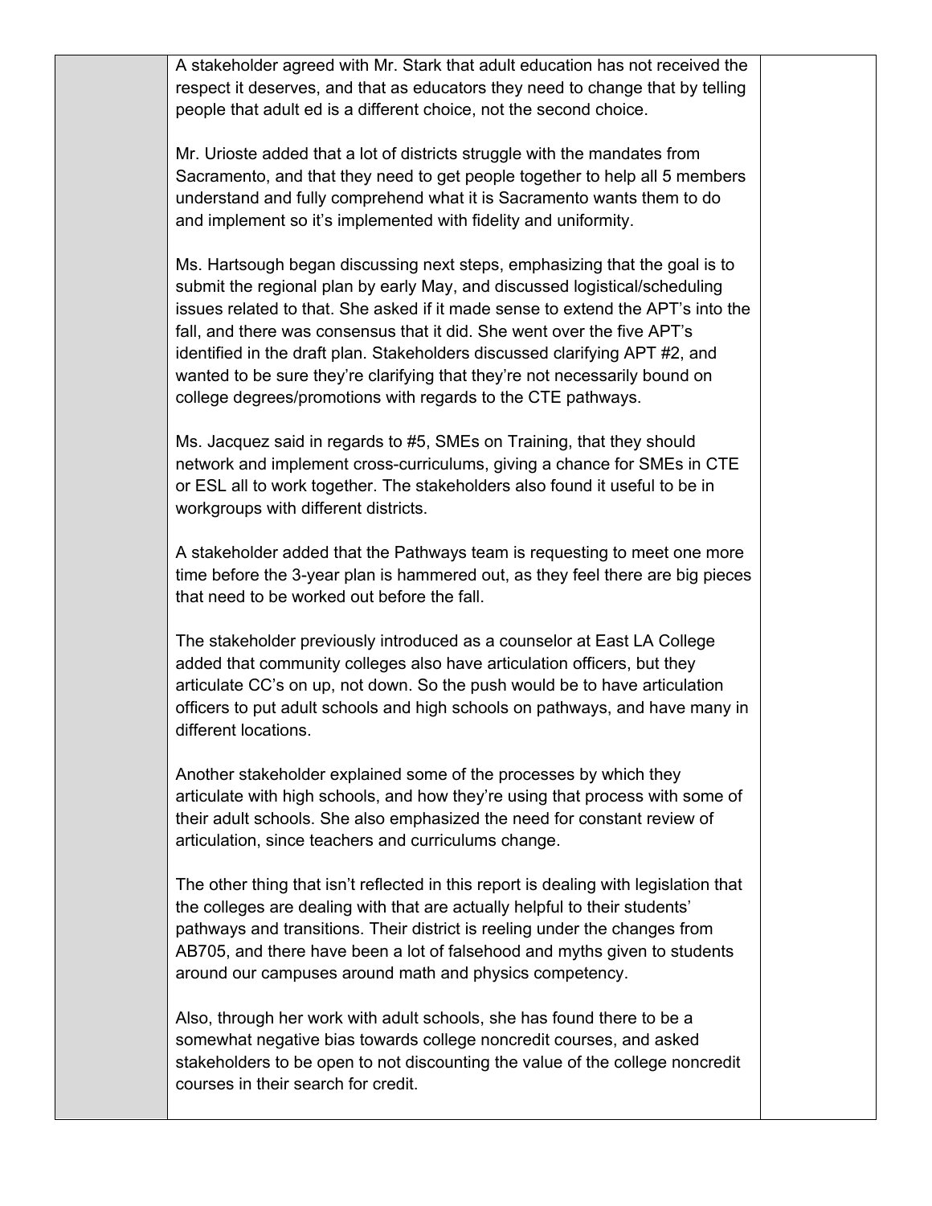| | | |
|---|---|---|
| | A stakeholder agreed with Mr. Stark that adult education has not received the respect it deserves, and that as educators they need to change that by telling people that adult ed is a different choice, not the second choice.<br><br>Mr. Urioste added that a lot of districts struggle with the mandates from Sacramento, and that they need to get people together to help all 5 members understand and fully comprehend what it is Sacramento wants them to do and implement so it's implemented with fidelity and uniformity.<br><br>Ms. Hartsough began discussing next steps, emphasizing that the goal is to submit the regional plan by early May, and discussed logistical/scheduling issues related to that. She asked if it made sense to extend the APT's into the fall, and there was consensus that it did. She went over the five APT's identified in the draft plan. Stakeholders discussed clarifying APT #2, and wanted to be sure they're clarifying that they're not necessarily bound on college degrees/promotions with regards to the CTE pathways.<br><br>Ms. Jacquez said in regards to #5, SMEs on Training, that they should network and implement cross-curriculums, giving a chance for SMEs in CTE or ESL all to work together. The stakeholders also found it useful to be in workgroups with different districts.<br><br>A stakeholder added that the Pathways team is requesting to meet one more time before the 3-year plan is hammered out, as they feel there are big pieces that need to be worked out before the fall.<br><br>The stakeholder previously introduced as a counselor at East LA College added that community colleges also have articulation officers, but they articulate CC's on up, not down. So the push would be to have articulation officers to put adult schools and high schools on pathways, and have many in different locations.<br><br>Another stakeholder explained some of the processes by which they articulate with high schools, and how they're using that process with some of their adult schools. She also emphasized the need for constant review of articulation, since teachers and curriculums change.<br><br>The other thing that isn't reflected in this report is dealing with legislation that the colleges are dealing with that are actually helpful to their students' pathways and transitions. Their district is reeling under the changes from AB705, and there have been a lot of falsehood and myths given to students around our campuses around math and physics competency.<br><br>Also, through her work with adult schools, she has found there to be a somewhat negative bias towards college noncredit courses, and asked stakeholders to be open to not discounting the value of the college noncredit courses in their search for credit. | |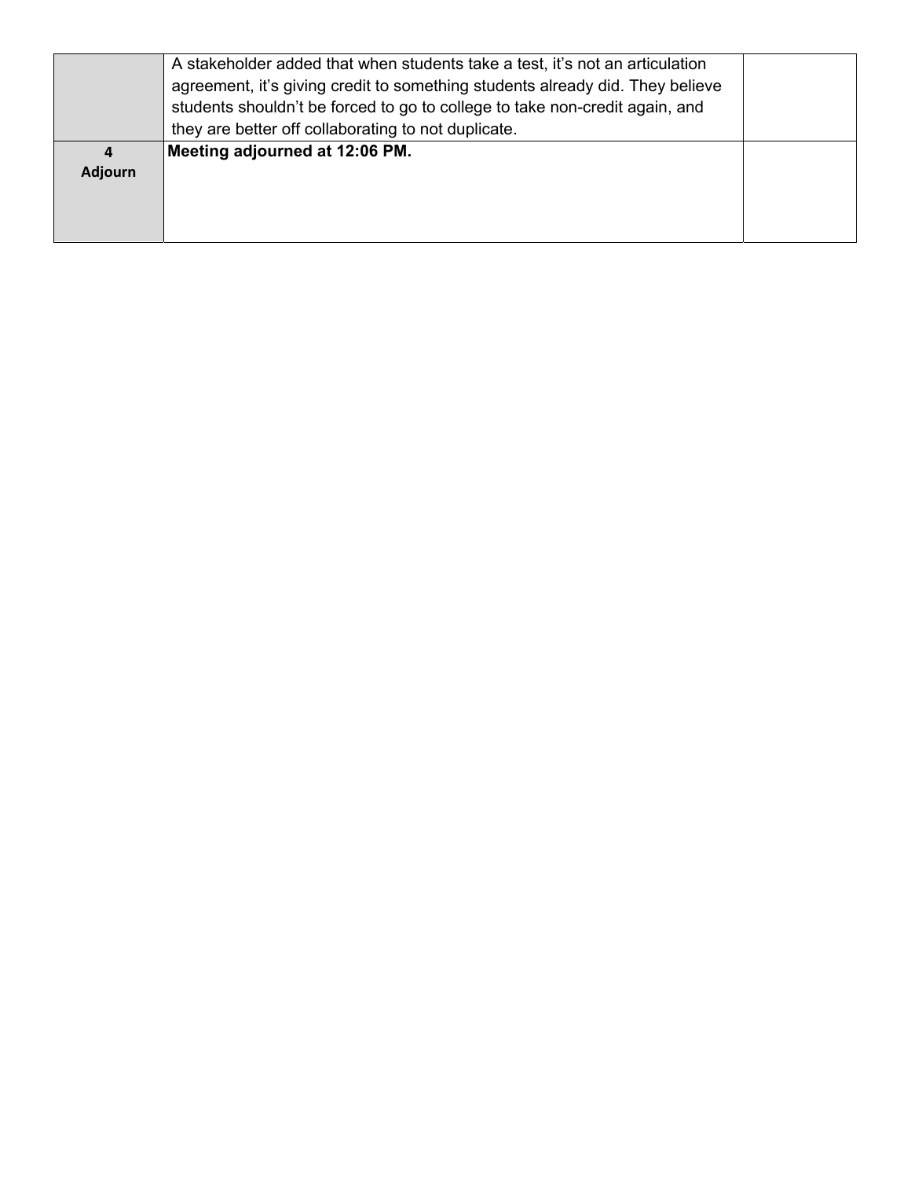| | | |
|---|---|---|
| | A stakeholder added that when students take a test, it's not an articulation agreement, it's giving credit to something students already did. They believe students shouldn't be forced to go to college to take non-credit again, and they are better off collaborating to not duplicate. | |
| **4 Adjourn** | **Meeting adjourned at 12:06 PM.** | |